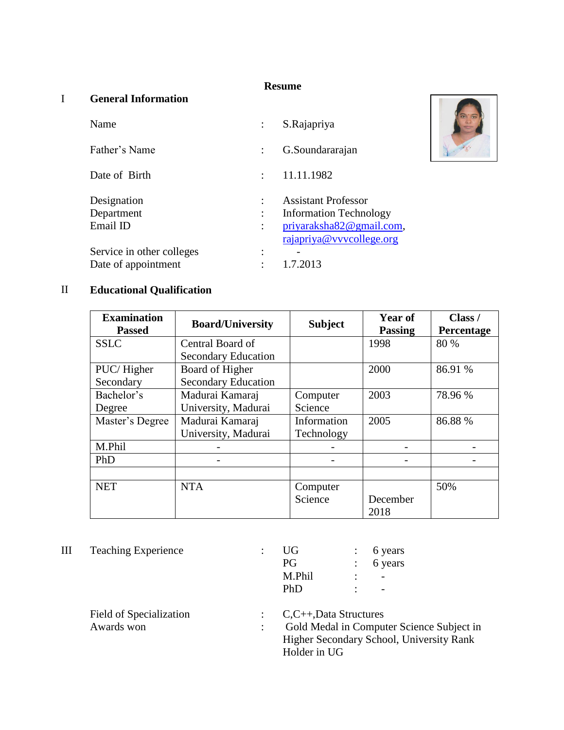# Resume

## I General Information

| | | |
|---|---|---|
| Name | : | S.Rajapriya |
| Father's Name | : | G.Soundararajan |
| Date of Birth | : | 11.11.1982 |
| Designation | : | Assistant Professor |
| Department | : | Information Technology |
| Email ID | : | priyaraksha82@gmail.com, rajapriya@vvvcollege.org |
| Service in other colleges | : | - |
| Date of appointment | : | 1.7.2013 |

## II Educational Qualification

| Examination Passed | Board/University | Subject | Year of Passing | Class / Percentage |
|---|---|---|---|---|
| SSLC | Central Board of Secondary Education | | 1998 | 80 % |
| PUC/ Higher Secondary | Board of Higher Secondary Education | | 2000 | 86.91 % |
| Bachelor's Degree | Madurai Kamaraj University, Madurai | Computer Science | 2003 | 78.96 % |
| Master's Degree | Madurai Kamaraj University, Madurai | Information Technology | 2005 | 86.88 % |
| M.Phil | - | - | - | - |
| PhD | - | - | - | - |
| | | | | |
| NET | NTA | Computer Science | December 2018 | 50% |

## III Teaching Experience

Teaching Experience :

| | | |
|---|---|---|
| UG | : | 6 years |
| PG | : | 6 years |
| M.Phil | : | - |
| PhD | : | - |

Field of Specialization : C,C++,Data Structures

Awards won : Gold Medal in Computer Science Subject in Higher Secondary School, University Rank Holder in UG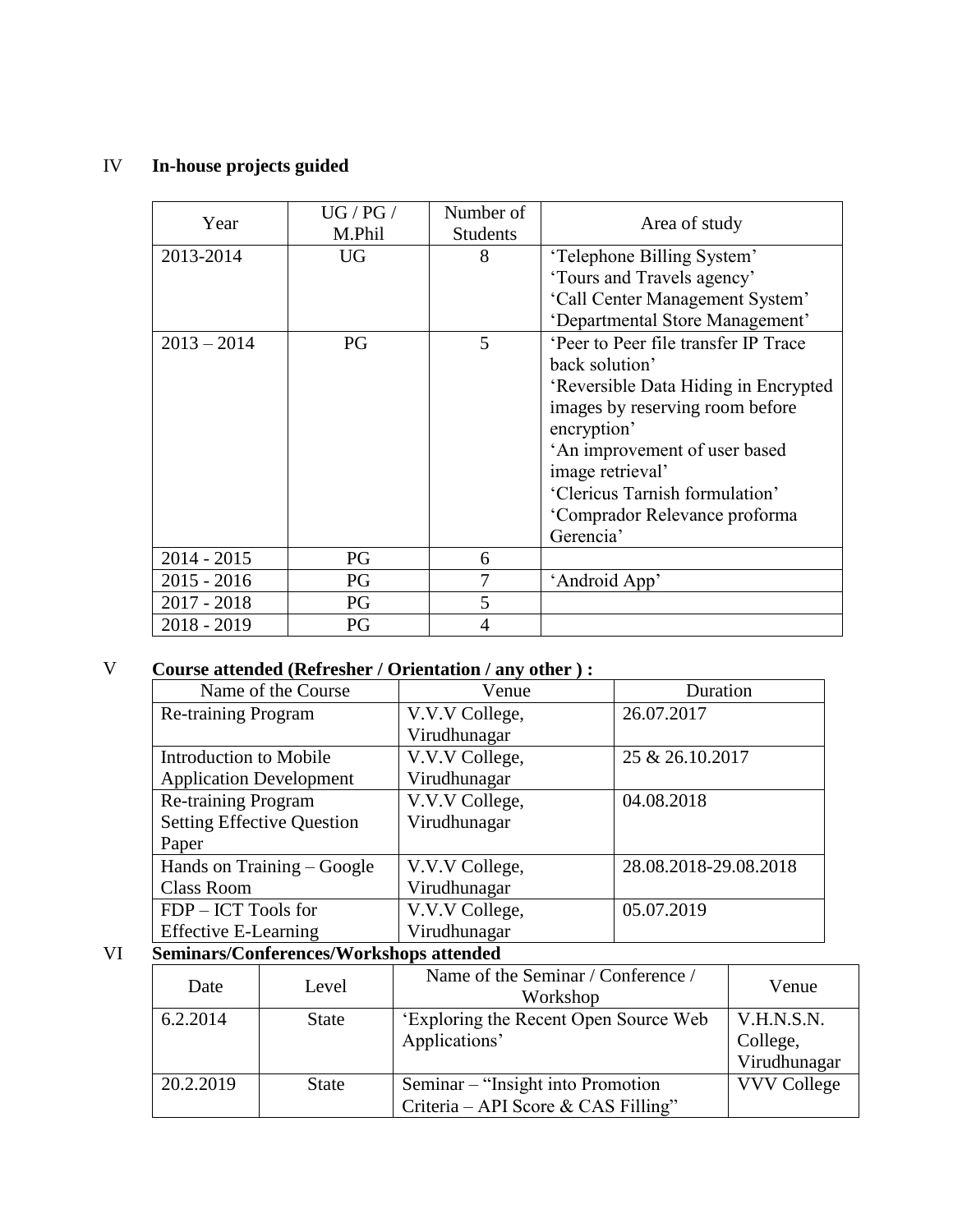## IV In-house projects guided

| Year | UG / PG / M.Phil | Number of Students | Area of study |
|---|---|---|---|
| 2013-2014 | UG | 8 | 'Telephone Billing System' 'Tours and Travels agency' 'Call Center Management System' 'Departmental Store Management' |
| 2013 – 2014 | PG | 5 | 'Peer to Peer file transfer IP Trace back solution' 'Reversible Data Hiding in Encrypted images by reserving room before encryption' 'An improvement of user based image retrieval' 'Clericus Tarnish formulation' 'Comprador Relevance proforma Gerencia' |
| 2014 - 2015 | PG | 6 | |
| 2015 - 2016 | PG | 7 | 'Android App' |
| 2017 - 2018 | PG | 5 | |
| 2018 - 2019 | PG | 4 | |

## V Course attended (Refresher / Orientation / any other ) :

| Name of the Course | Venue | Duration |
|---|---|---|
| Re-training Program | V.V.V College, Virudhunagar | 26.07.2017 |
| Introduction to Mobile Application Development | V.V.V College, Virudhunagar | 25 & 26.10.2017 |
| Re-training Program Setting Effective Question Paper | V.V.V College, Virudhunagar | 04.08.2018 |
| Hands on Training – Google Class Room | V.V.V College, Virudhunagar | 28.08.2018-29.08.2018 |
| FDP – ICT Tools for Effective E-Learning | V.V.V College, Virudhunagar | 05.07.2019 |

## VI Seminars/Conferences/Workshops attended

| Date | Level | Name of the Seminar / Conference / Workshop | Venue |
|---|---|---|---|
| 6.2.2014 | State | 'Exploring the Recent Open Source Web Applications' | V.H.N.S.N. College, Virudhunagar |
| 20.2.2019 | State | Seminar – "Insight into Promotion Criteria – API Score & CAS Filling" | VVV College |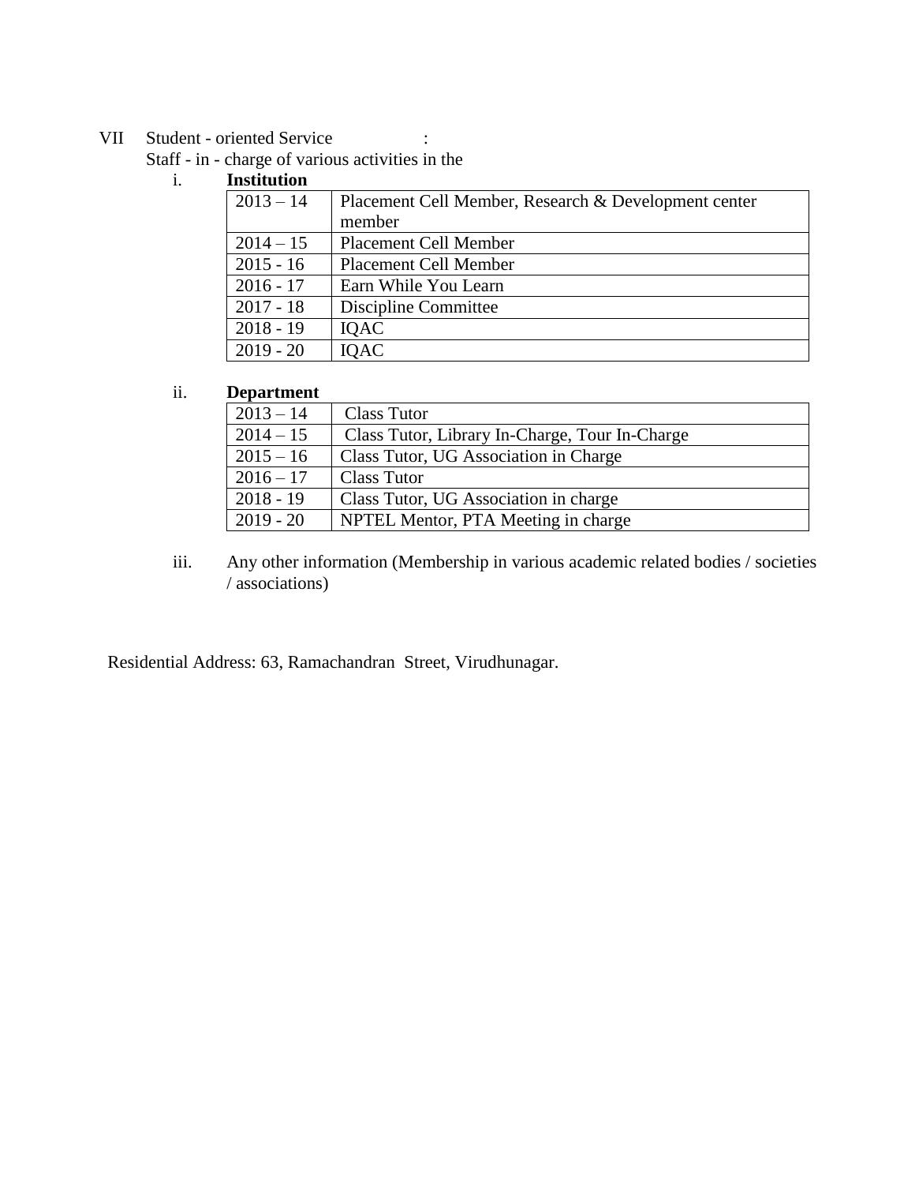VII Student - oriented Service :

Staff - in - charge of various activities in the

i. **Institution**

| | |
|---|---|
| 2013 – 14 | Placement Cell Member, Research & Development center member |
| 2014 – 15 | Placement Cell Member |
| 2015 - 16 | Placement Cell Member |
| 2016 - 17 | Earn While You Learn |
| 2017 - 18 | Discipline Committee |
| 2018 - 19 | IQAC |
| 2019 - 20 | IQAC |

ii. **Department**

| | |
|---|---|
| 2013 – 14 | Class Tutor |
| 2014 – 15 | Class Tutor, Library In-Charge, Tour In-Charge |
| 2015 – 16 | Class Tutor, UG Association in Charge |
| 2016 – 17 | Class Tutor |
| 2018 - 19 | Class Tutor, UG Association in charge |
| 2019 - 20 | NPTEL Mentor, PTA Meeting in charge |

iii. Any other information (Membership in various academic related bodies / societies / associations)

Residential Address: 63, Ramachandran Street, Virudhunagar.